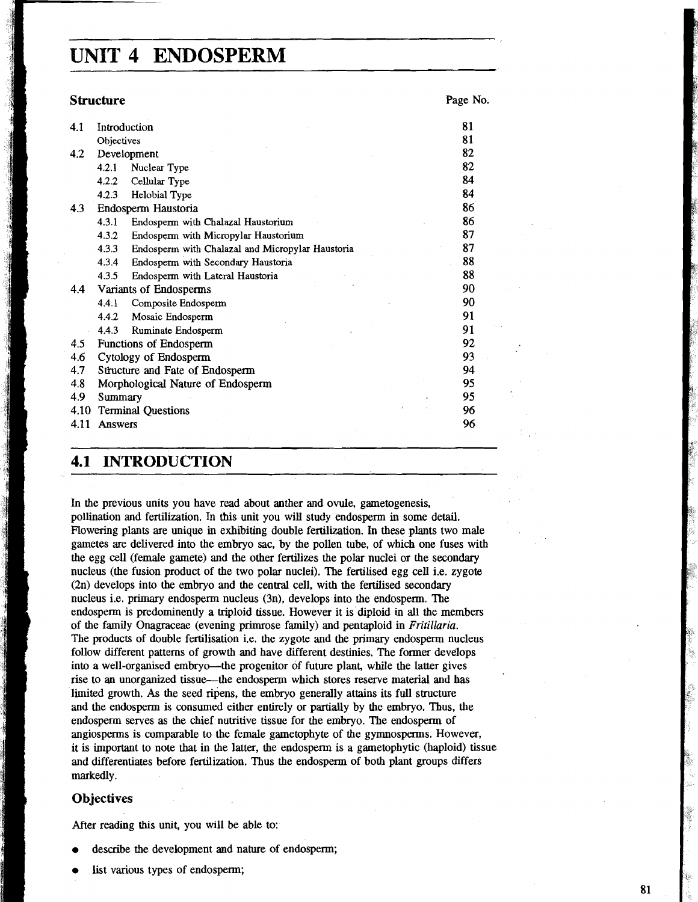# UNIT 4 ENDOSPERM

## Structure

| | | Page No. |
|---|---|---|
| 4.1 | Introduction | 81 |
| | Objectives | 81 |
| 4.2 | Development | 82 |
| | 4.2.1 Nuclear Type | 82 |
| | 4.2.2 Cellular Type | 84 |
| | 4.2.3 Helobial Type | 84 |
| 4.3 | Endosperm Haustoria | 86 |
| | 4.3.1 Endosperm with Chalazal Haustorium | 86 |
| | 4.3.2 Endosperm with Micropylar Haustorium | 87 |
| | 4.3.3 Endosperm with Chalazal and Micropylar Haustoria | 87 |
| | 4.3.4 Endosperm with Secondary Haustoria | 88 |
| | 4.3.5 Endosperm with Lateral Haustoria | 88 |
| 4.4 | Variants of Endosperms | 90 |
| | 4.4.1 Composite Endosperm | 90 |
| | 4.4.2 Mosaic Endosperm | 91 |
| | 4.4.3 Ruminate Endosperm | 91 |
| 4.5 | Functions of Endosperm | 92 |
| 4.6 | Cytology of Endosperm | 93 |
| 4.7 | Structure and Fate of Endosperm | 94 |
| 4.8 | Morphological Nature of Endosperm | 95 |
| 4.9 | Summary | 95 |
| 4.10 | Terminal Questions | 96 |
| 4.11 | Answers | 96 |

## 4.1 INTRODUCTION

In the previous units you have read about anther and ovule, gametogenesis, pollination and fertilization. In this unit you will study endosperm in some detail. Flowering plants are unique in exhibiting double fertilization. In these plants two male gametes are delivered into the embryo sac, by the pollen tube, of which one fuses with the egg cell (female gamete) and the other fertilizes the polar nuclei or the secondary nucleus (the fusion product of the two polar nuclei). The fertilised egg cell i.e. zygote (2n) develops into the embryo and the central cell, with the fertilised secondary nucleus i.e. primary endosperm nucleus (3n), develops into the endosperm. The endosperm is predominently a triploid tissue. However it is diploid in all the members of the family Onagraceae (evening primrose family) and pentaploid in *Fritillaria*. The products of double fertilisation i.e. the zygote and the primary endosperm nucleus follow different patterns of growth and have different destinies. The former develops into a well-organised embryo—the progenitor of future plant, while the latter gives rise to an unorganized tissue—the endosperm which stores reserve material and has limited growth. As the seed ripens, the embryo generally attains its full structure and the endosperm is consumed either entirely or partially by the embryo. Thus, the endosperm serves as the chief nutritive tissue for the embryo. The endosperm of angiosperms is comparable to the female gametophyte of the gymnosperms. However, it is important to note that in the latter, the endosperm is a gametophytic (haploid) tissue and differentiates before fertilization. Thus the endosperm of both plant groups differs markedly.

### Objectives

After reading this unit, you will be able to:

- describe the development and nature of endosperm;
- list various types of endosperm;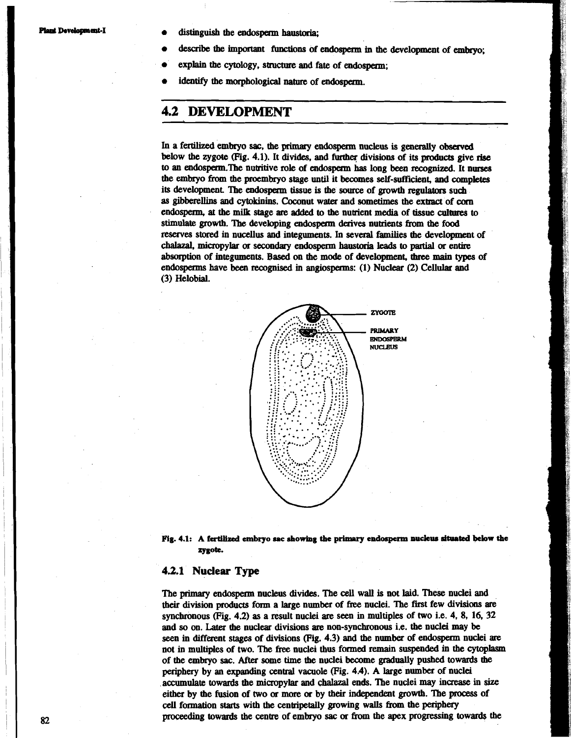- distinguish the endosperm haustoria;
- describe the important functions of endosperm in the development of embryo;
- explain the cytology, structure and fate of endosperm;
- identify the morphological nature of endosperm.

## 4.2 DEVELOPMENT

In a fertilized embryo sac, the primary endosperm nucleus is generally observed below the zygote (Fig. 4.1). It divides, and further divisions of its products give rise to an endosperm.The nutritive role of endosperm has long been recognized. It nurses the embryo from the proembryo stage until it becomes self-sufficient, and completes its development. The endosperm tissue is the source of growth regulators such as gibberellins and cytokinins. Coconut water and sometimes the extract of corn endosperm, at the milk stage are added to the nutrient media of tissue cultures to stimulate growth. The developing endosperm derives nutrients from the food reserves stored in nucellus and integuments. In several families the development of chalazal, micropylar or secondary endosperm haustoria leads to partial or entire absorption of integuments. Based on the mode of development, three main types of endosperms have been recognised in angiosperms: (1) Nuclear (2) Cellular and (3) Helobial.

ZYGOTE

PRIMARY ENDOSPERM NUCLEUS

**Fig. 4.1: A fertilized embryo sac showing the primary endosperm nucleus situated below the zygote.**

### 4.2.1 Nuclear Type

The primary endosperm nucleus divides. The cell wall is not laid. These nuclei and their division products form a large number of free nuclei. The first few divisions are synchronous (Fig. 4.2) as a result nuclei are seen in multiples of two i.e. 4, 8, 16, 32 and so on. Later the nuclear divisions are non-synchronous i.e. the nuclei may be seen in different stages of divisions (Fig. 4.3) and the number of endosperm nuclei are not in multiples of two. The free nuclei thus formed remain suspended in the cytoplasm of the embryo sac. After some time the nuclei become gradually pushed towards the periphery by an expanding central vacuole (Fig. 4.4). A large number of nuclei accumulate towards the micropylar and chalazal ends. The nuclei may increase in size either by the fusion of two or more or by their independent growth. The process of cell formation starts with the centripetally growing walls from the periphery proceeding towards the centre of embryo sac or from the apex progressing towards the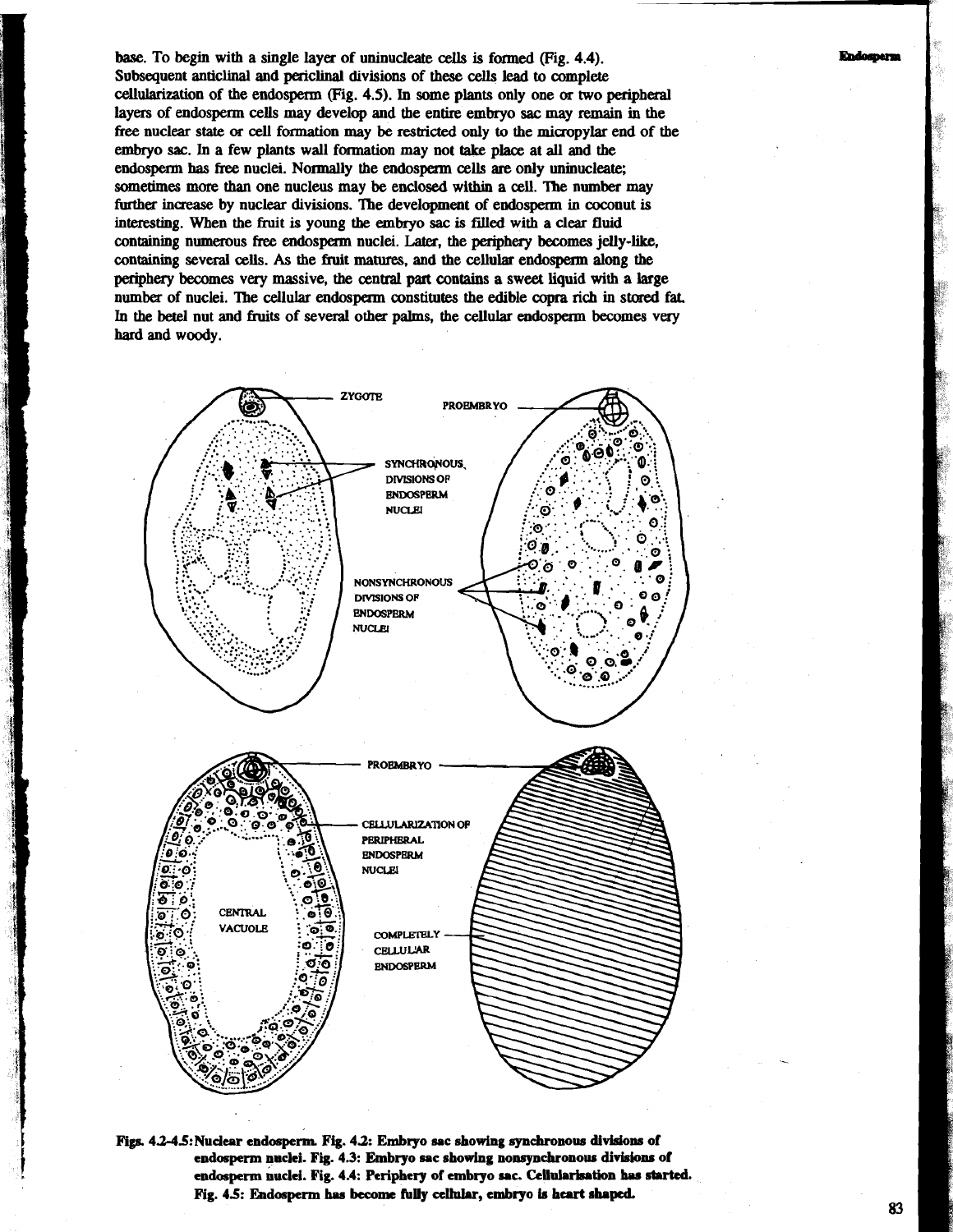base. To begin with a single layer of uninucleate cells is formed (Fig. 4.4). Subsequent anticlinal and periclinal divisions of these cells lead to complete cellularization of the endosperm (Fig. 4.5). In some plants only one or two peripheral layers of endosperm cells may develop and the entire embryo sac may remain in the free nuclear state or cell formation may be restricted only to the micropylar end of the embryo sac. In a few plants wall formation may not take place at all and the endosperm has free nuclei. Normally the endosperm cells are only uninucleate; sometimes more than one nucleus may be enclosed within a cell. The number may further increase by nuclear divisions. The development of endosperm in coconut is interesting. When the fruit is young the embryo sac is filled with a clear fluid containing numerous free endosperm nuclei. Later, the periphery becomes jelly-like, containing several cells. As the fruit matures, and the cellular endosperm along the periphery becomes very massive, the central part contains a sweet liquid with a large number of nuclei. The cellular endosperm constitutes the edible copra rich in stored fat. In the betel nut and fruits of several other palms, the cellular endosperm becomes very hard and woody.

ZYGOTE

PROEMBRYO

SYNCHRONOUS DIVISIONS OF ENDOSPERM NUCLEI

NONSYNCHRONOUS DIVISIONS OF ENDOSPERM NUCLEI

PROEMBRYO

CELLULARIZATION OF PERIPHERAL ENDOSPERM NUCLEI

CENTRAL VACUOLE

COMPLETELY CELLULAR ENDOSPERM

**Figs. 4.2-4.5: Nuclear endosperm. Fig. 4.2: Embryo sac showing synchronous divisions of endosperm nuclei. Fig. 4.3: Embryo sac showing nonsynchronous divisions of endosperm nuclei. Fig. 4.4: Periphery of embryo sac. Cellularisation has started. Fig. 4.5: Endosperm has become fully cellular, embryo is heart shaped.**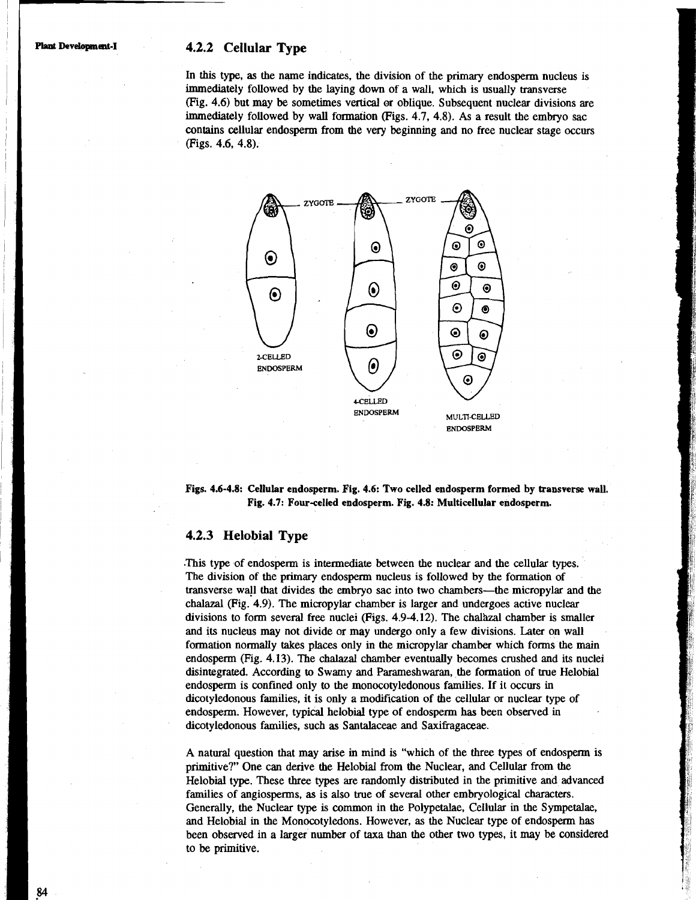### 4.2.2 Cellular Type

In this type, as the name indicates, the division of the primary endosperm nucleus is immediately followed by the laying down of a wall, which is usually transverse (Fig. 4.6) but may be sometimes vertical or oblique. Subsequent nuclear divisions are immediately followed by wall formation (Figs. 4.7, 4.8). As a result the embryo sac contains cellular endosperm from the very beginning and no free nuclear stage occurs (Figs. 4.6, 4.8).

**Figs. 4.6-4.8: Cellular endosperm. Fig. 4.6: Two celled endosperm formed by transverse wall. Fig. 4.7: Four-celled endosperm. Fig. 4.8: Multicellular endosperm.**

### 4.2.3 Helobial Type

This type of endosperm is intermediate between the nuclear and the cellular types. The division of the primary endosperm nucleus is followed by the formation of transverse wall that divides the embryo sac into two chambers—the micropylar and the chalazal (Fig. 4.9). The micropylar chamber is larger and undergoes active nuclear divisions to form several free nuclei (Figs. 4.9-4.12). The chalazal chamber is smaller and its nucleus may not divide or may undergo only a few divisions. Later on wall formation normally takes places only in the micropylar chamber which forms the main endosperm (Fig. 4.13). The chalazal chamber eventually becomes crushed and its nuclei disintegrated. According to Swamy and Parameshwaran, the formation of true Helobial endosperm is confined only to the monocotyledonous families. If it occurs in dicotyledonous families, it is only a modification of the cellular or nuclear type of endosperm. However, typical helobial type of endosperm has been observed in dicotyledonous families, such as Santalaceae and Saxifragaceae.

A natural question that may arise in mind is "which of the three types of endosperm is primitive?" One can derive the Helobial from the Nuclear, and Cellular from the Helobial type. These three types are randomly distributed in the primitive and advanced families of angiosperms, as is also true of several other embryological characters. Generally, the Nuclear type is common in the Polypetalae, Cellular in the Sympetalae, and Helobial in the Monocotyledons. However, as the Nuclear type of endosperm has been observed in a larger number of taxa than the other two types, it may be considered to be primitive.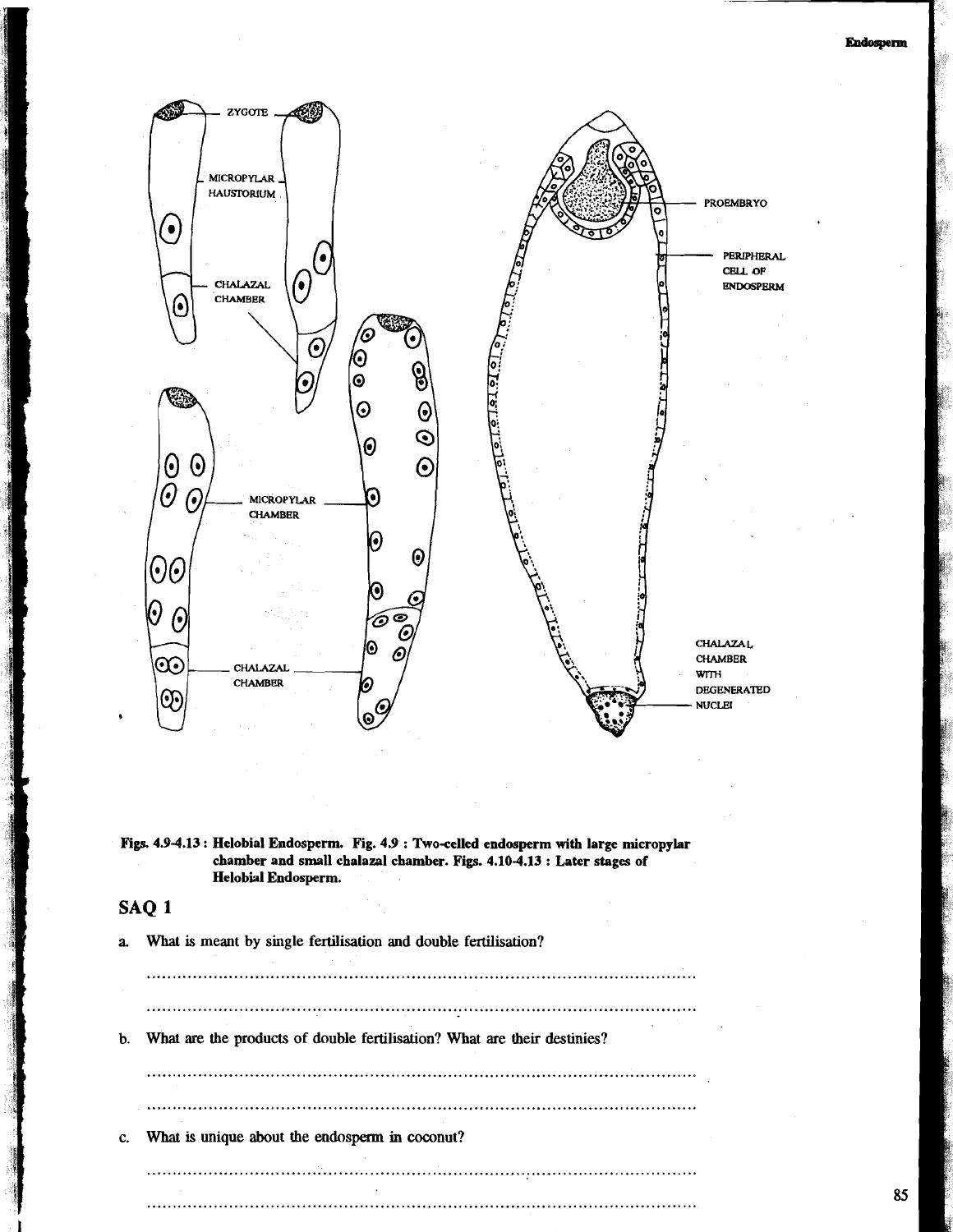Figs. 4.9-4.13 : Helobial Endosperm. Fig. 4.9 : Two-celled endosperm with large micropylar chamber and small chalazal chamber. Figs. 4.10-4.13 : Later stages of Helobial Endosperm.

## SAQ 1

a. What is meant by single fertilisation and double fertilisation?

..........................................................................................................

..........................................................................................................

b. What are the products of double fertilisation? What are their destinies?

..........................................................................................................

..........................................................................................................

c. What is unique about the endosperm in coconut?

..........................................................................................................

..........................................................................................................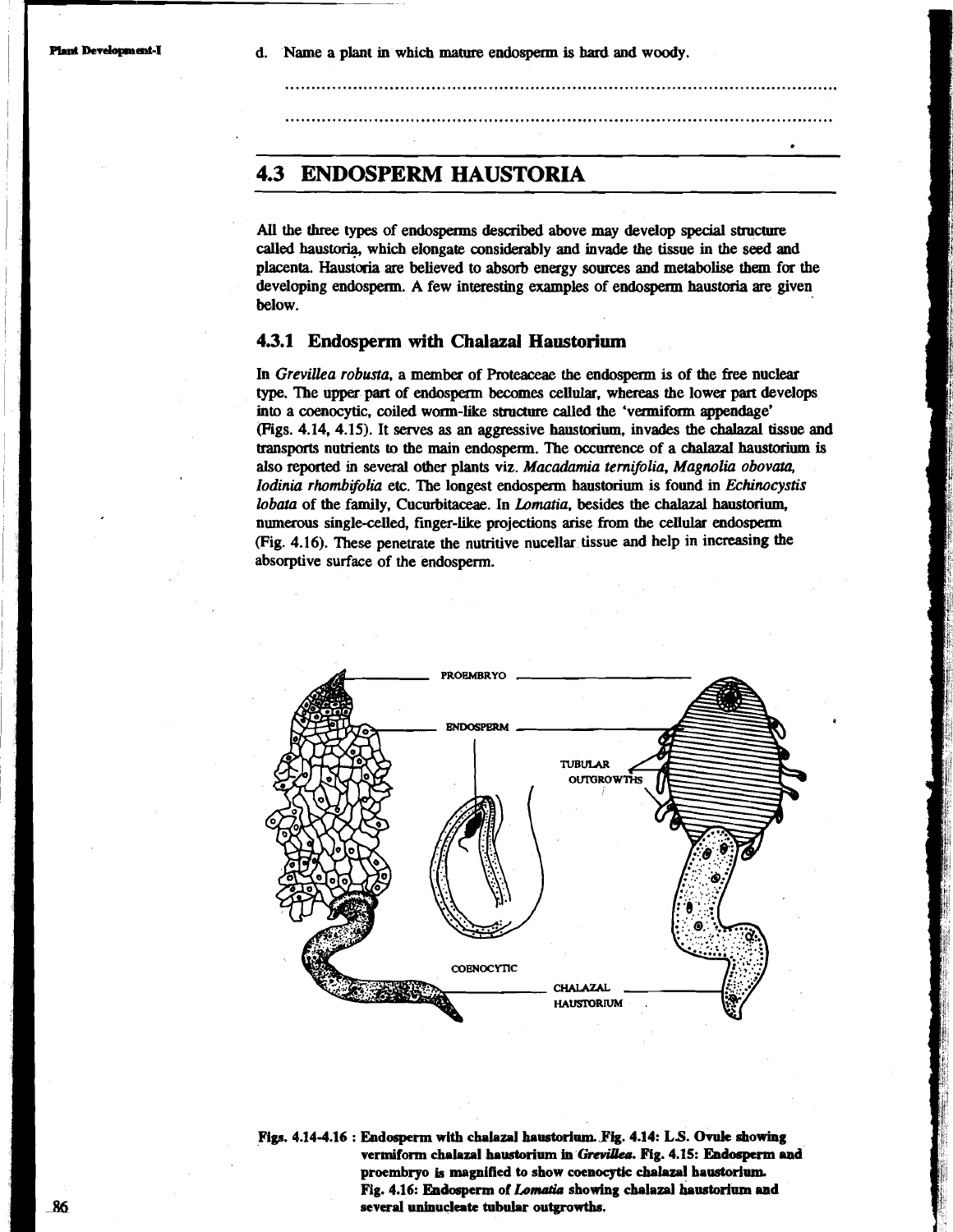d. Name a plant in which mature endosperm is hard and woody.

.................................................................................................................

.................................................................................................................

## 4.3 ENDOSPERM HAUSTORIA

All the three types of endosperms described above may develop special structure called haustoria, which elongate considerably and invade the tissue in the seed and placenta. Haustoria are believed to absorb energy sources and metabolise them for the developing endosperm. A few interesting examples of endosperm haustoria are given below.

### 4.3.1 Endosperm with Chalazal Haustorium

In *Grevillea robusta*, a member of Proteaceae the endosperm is of the free nuclear type. The upper part of endosperm becomes cellular, whereas the lower part develops into a coenocytic, coiled worm-like structure called the 'vermiform appendage' (Figs. 4.14, 4.15). It serves as an aggressive haustorium, invades the chalazal tissue and transports nutrients to the main endosperm. The occurrence of a chalazal haustorium is also reported in several other plants viz. *Macadamia ternifolia, Magnolia obovata, Iodinia rhombifolia* etc. The longest endosperm haustorium is found in *Echinocystis lobata* of the family, Cucurbitaceae. In *Lomatia*, besides the chalazal haustorium, numerous single-celled, finger-like projections arise from the cellular endosperm (Fig. 4.16). These penetrate the nutritive nucellar tissue and help in increasing the absorptive surface of the endosperm.

**Figs. 4.14-4.16 : Endosperm with chalazal haustorium. Fig. 4.14: L.S. Ovule showing vermiform chalazal haustorium in *Grevillea*. Fig. 4.15: Endosperm and proembryo is magnified to show coenocytic chalazal haustorium. Fig. 4.16: Endosperm of *Lomatia* showing chalazal haustorium and several uninucleate tubular outgrowths.**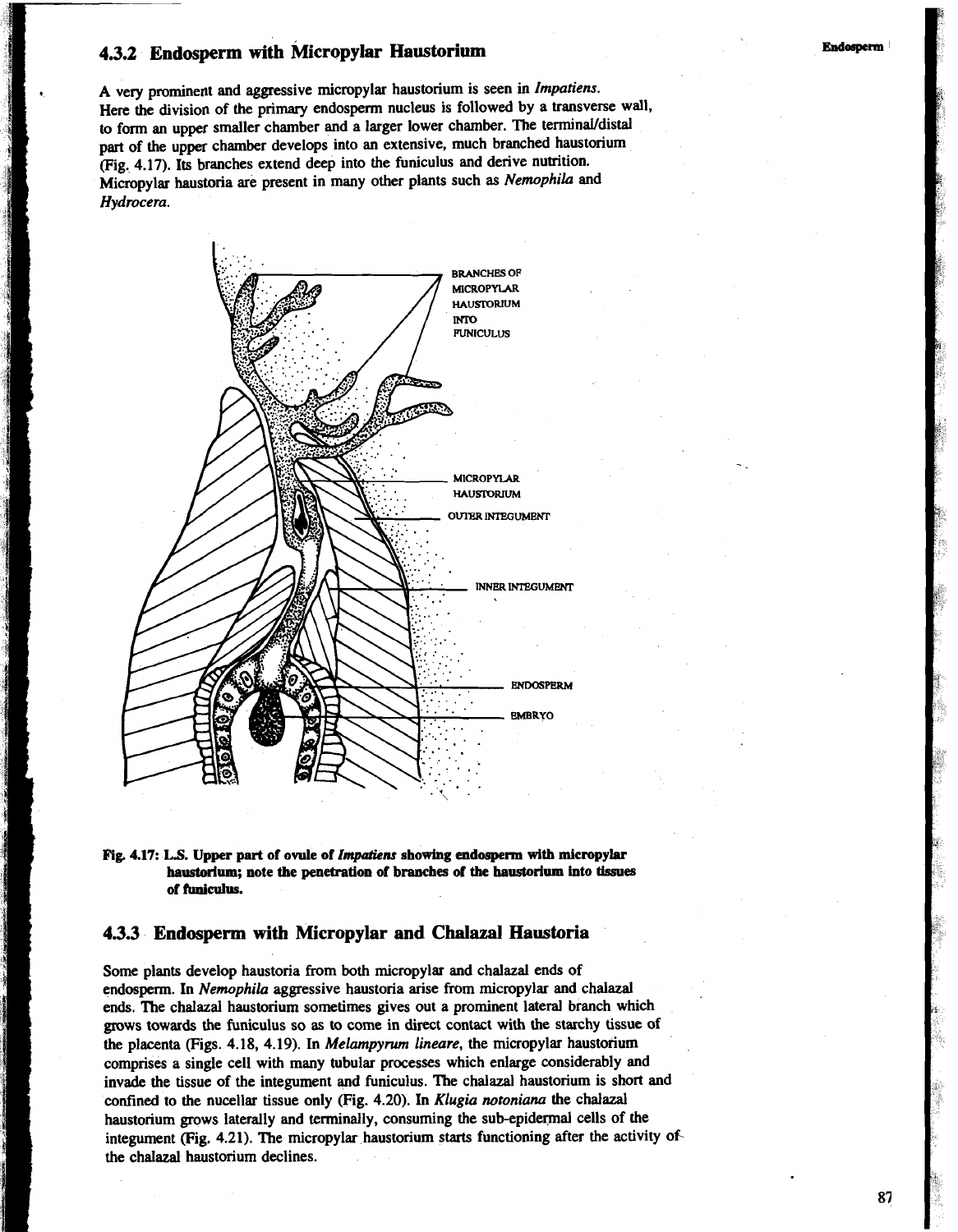### 4.3.2 Endosperm with Micropylar Haustorium

A very prominent and aggressive micropylar haustorium is seen in *Impatiens*. Here the division of the primary endosperm nucleus is followed by a transverse wall, to form an upper smaller chamber and a larger lower chamber. The terminal/distal part of the upper chamber develops into an extensive, much branched haustorium (Fig. 4.17). Its branches extend deep into the funiculus and derive nutrition. Micropylar haustoria are present in many other plants such as *Nemophila* and *Hydrocera*.

**Fig. 4.17: L.S. Upper part of ovule of *Impatiens* showing endosperm with micropylar haustorium; note the penetration of branches of the haustorium into tissues of funiculus.**

### 4.3.3 Endosperm with Micropylar and Chalazal Haustoria

Some plants develop haustoria from both micropylar and chalazal ends of endosperm. In *Nemophila* aggressive haustoria arise from micropylar and chalazal ends. The chalazal haustorium sometimes gives out a prominent lateral branch which grows towards the funiculus so as to come in direct contact with the starchy tissue of the placenta (Figs. 4.18, 4.19). In *Melampyrum lineare*, the micropylar haustorium comprises a single cell with many tubular processes which enlarge considerably and invade the tissue of the integument and funiculus. The chalazal haustorium is short and confined to the nucellar tissue only (Fig. 4.20). In *Klugia notoniana* the chalazal haustorium grows laterally and terminally, consuming the sub-epidermal cells of the integument (Fig. 4.21). The micropylar haustorium starts functioning after the activity of the chalazal haustorium declines.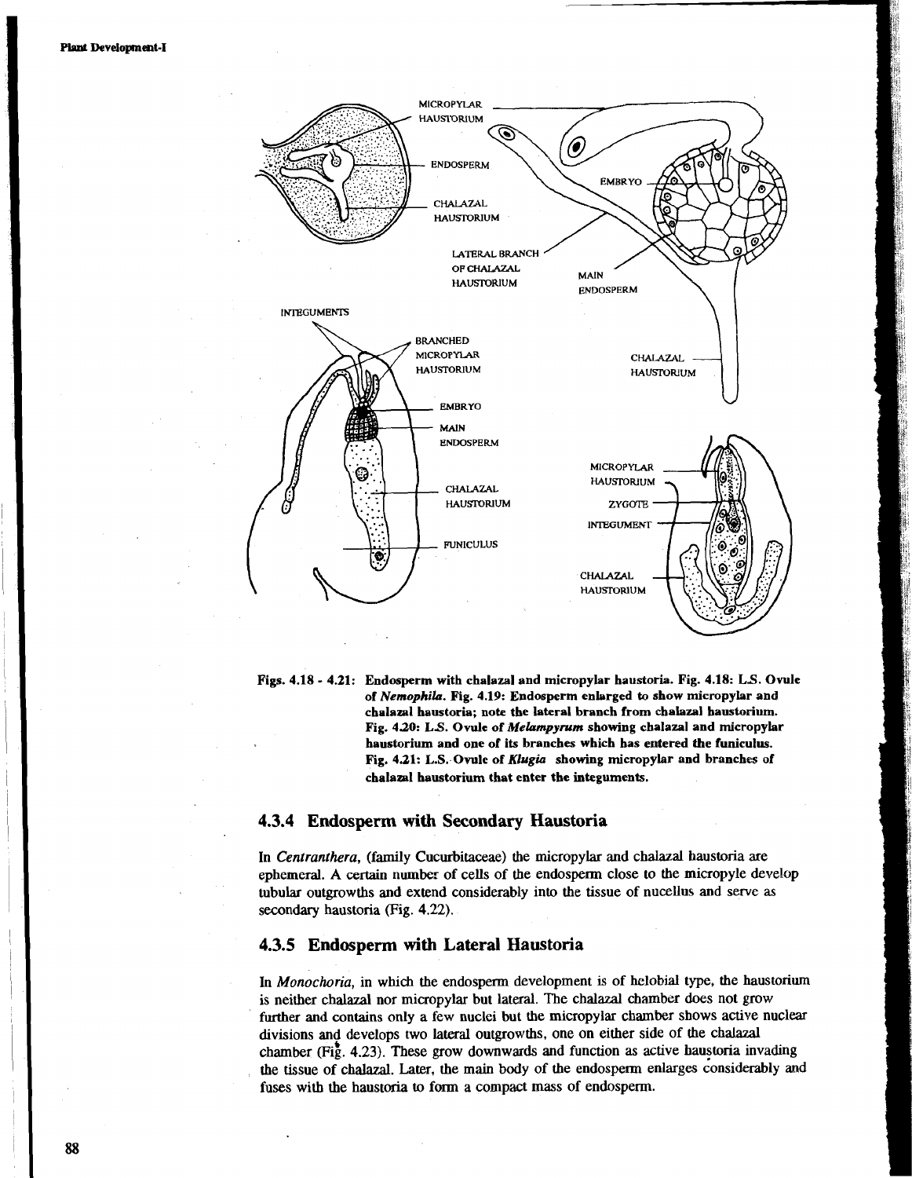Figs. 4.18 - 4.21: Endosperm with chalazal and micropylar haustoria. Fig. 4.18: L.S. Ovule of *Nemophila*. Fig. 4.19: Endosperm enlarged to show micropylar and chalazal haustoria; note the lateral branch from chalazal haustorium. Fig. 4.20: L.S. Ovule of *Melampyrum* showing chalazal and micropylar haustorium and one of its branches which has entered the funiculus. Fig. 4.21: L.S. Ovule of *Klugia* showing micropylar and branches of chalazal haustorium that enter the integuments.

### 4.3.4 Endosperm with Secondary Haustoria

In *Centranthera*, (family Cucurbitaceae) the micropylar and chalazal haustoria are ephemeral. A certain number of cells of the endosperm close to the micropyle develop tubular outgrowths and extend considerably into the tissue of nucellus and serve as secondary haustoria (Fig. 4.22).

### 4.3.5 Endosperm with Lateral Haustoria

In *Monochoria*, in which the endosperm development is of helobial type, the haustorium is neither chalazal nor micropylar but lateral. The chalazal chamber does not grow further and contains only a few nuclei but the micropylar chamber shows active nuclear divisions and develops two lateral outgrowths, one on either side of the chalazal chamber (Fig. 4.23). These grow downwards and function as active haustoria invading the tissue of chalazal. Later, the main body of the endosperm enlarges considerably and fuses with the haustoria to form a compact mass of endosperm.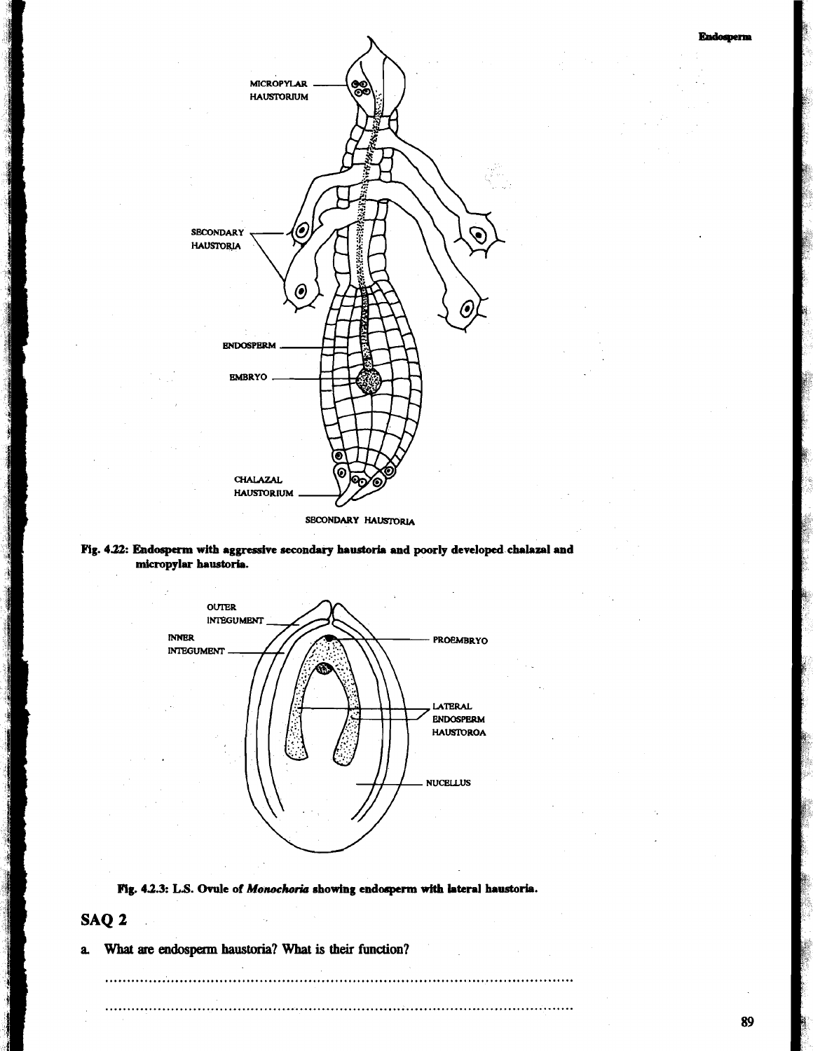Fig. 4.2.2: **Endosperm with aggressive secondary haustoria and poorly developed chalazal and micropylar haustoria.**

**Fig. 4.2.3: L.S. Ovule of *Monochoria* showing endosperm with lateral haustoria.**

## SAQ 2

a. What are endosperm haustoria? What is their function?

..................................................................................................................

..................................................................................................................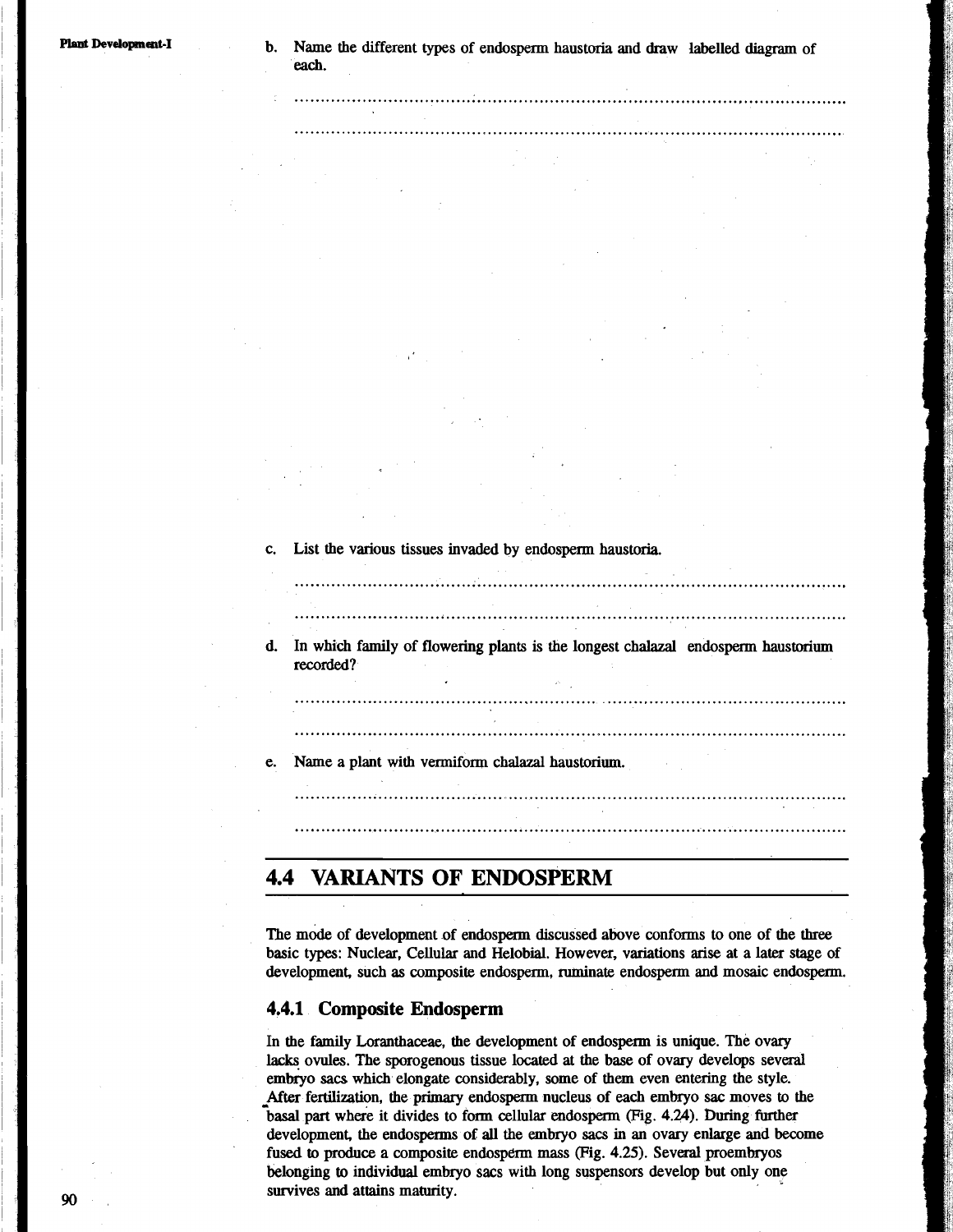b. Name the different types of endosperm haustoria and draw labelled diagram of each.

.................................................................................................................

.................................................................................................................

c. List the various tissues invaded by endosperm haustoria.

.................................................................................................................

.................................................................................................................

d. In which family of flowering plants is the longest chalazal endosperm haustorium recorded?

.................................................................................................................

.................................................................................................................

e. Name a plant with vermiform chalazal haustorium.

.................................................................................................................

.................................................................................................................

## 4.4 VARIANTS OF ENDOSPERM

The mode of development of endosperm discussed above conforms to one of the three basic types: Nuclear, Cellular and Helobial. However, variations arise at a later stage of development, such as composite endosperm, ruminate endosperm and mosaic endosperm.

### 4.4.1 Composite Endosperm

In the family Loranthaceae, the development of endosperm is unique. The ovary lacks ovules. The sporogenous tissue located at the base of ovary develops several embryo sacs which elongate considerably, some of them even entering the style. After fertilization, the primary endosperm nucleus of each embryo sac moves to the basal part where it divides to form cellular endosperm (Fig. 4.24). During further development, the endosperms of all the embryo sacs in an ovary enlarge and become fused to produce a composite endosperm mass (Fig. 4.25). Several proembryos belonging to individual embryo sacs with long suspensors develop but only one survives and attains maturity.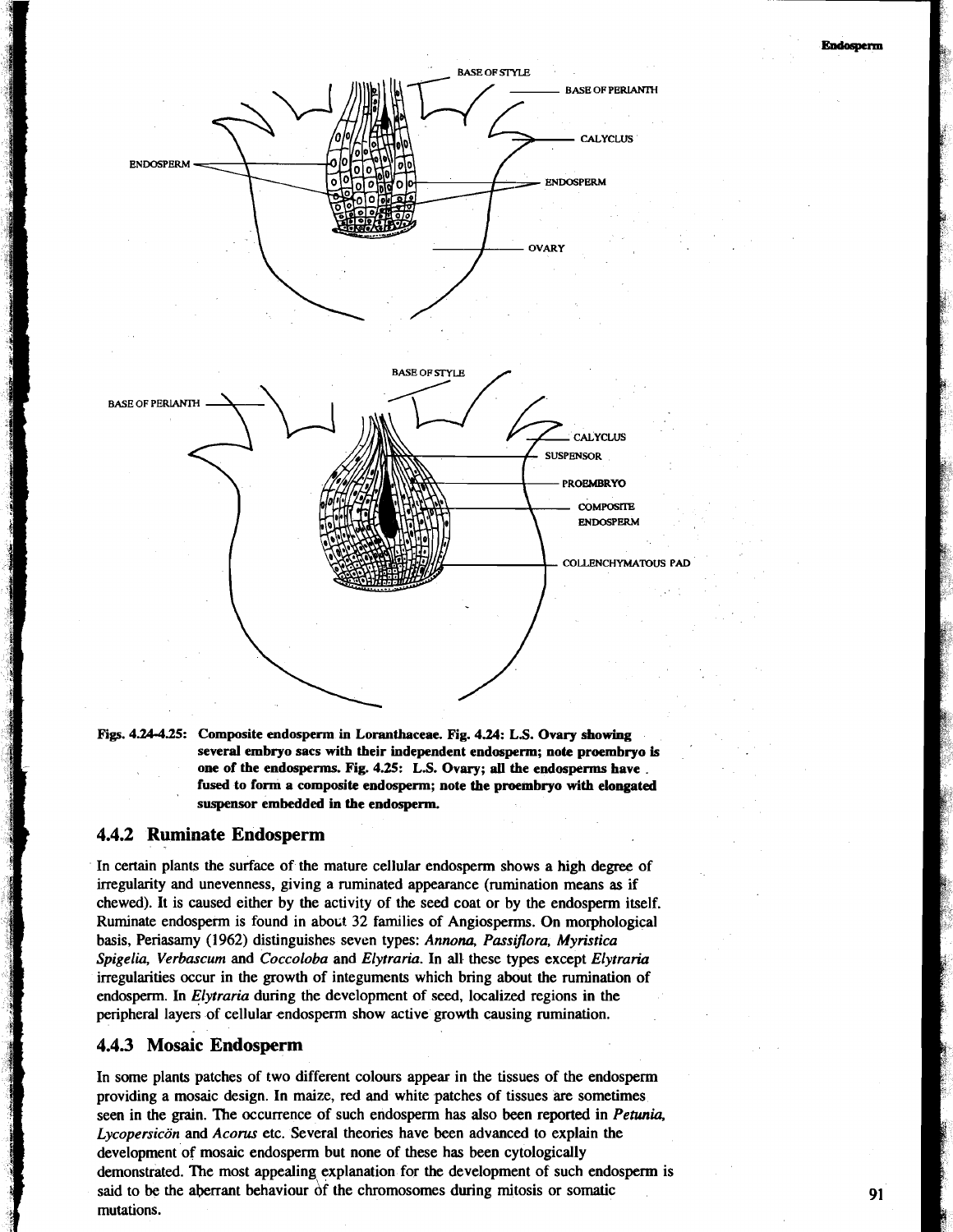Figs. 4.24-4.25: **Composite endosperm in Loranthaceae. Fig. 4.24: L.S. Ovary showing several embryo sacs with their independent endosperm; note proembryo is one of the endosperms. Fig. 4.25: L.S. Ovary; all the endosperms have fused to form a composite endosperm; note the proembryo with elongated suspensor embedded in the endosperm.**

### 4.4.2 Ruminate Endosperm

In certain plants the surface of the mature cellular endosperm shows a high degree of irregularity and unevenness, giving a ruminated appearance (rumination means as if chewed). It is caused either by the activity of the seed coat or by the endosperm itself. Ruminate endosperm is found in about 32 families of Angiosperms. On morphological basis, Periasamy (1962) distinguishes seven types: *Annona, Passiflora, Myristica Spigelia, Verbascum* and *Coccoloba* and *Elytraria*. In all these types except *Elytraria* irregularities occur in the growth of integuments which bring about the rumination of endosperm. In *Elytraria* during the development of seed, localized regions in the peripheral layers of cellular endosperm show active growth causing rumination.

### 4.4.3 Mosaic Endosperm

In some plants patches of two different colours appear in the tissues of the endosperm providing a mosaic design. In maize, red and white patches of tissues are sometimes seen in the grain. The occurrence of such endosperm has also been reported in *Petunia, Lycopersicön* and *Acorus* etc. Several theories have been advanced to explain the development of mosaic endosperm but none of these has been cytologically demonstrated. The most appealing explanation for the development of such endosperm is said to be the aberrant behaviour of the chromosomes during mitosis or somatic mutations.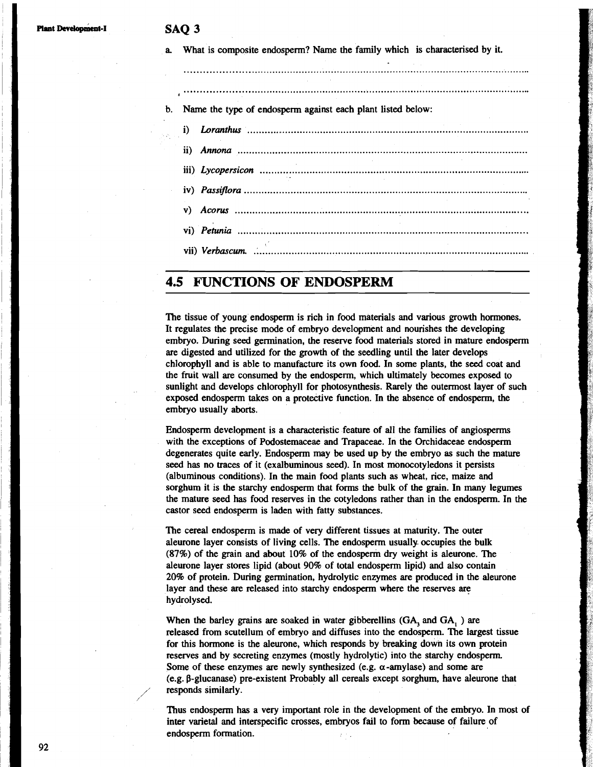## SAQ 3

a. What is composite endosperm? Name the family which is characterised by it.

..........................................................................................................

..........................................................................................................

b. Name the type of endosperm against each plant listed below:

i) *Loranthus* ..........................................................................................

ii) *Annona* ..........................................................................................

iii) *Lycopersicon* ..........................................................................................

iv) *Passiflora* ..........................................................................................

v) *Acorus* ..........................................................................................

vi) *Petunia* ..........................................................................................

vii) *Verbascum*. ..........................................................................................

## 4.5 FUNCTIONS OF ENDOSPERM

The tissue of young endosperm is rich in food materials and various growth hormones. It regulates the precise mode of embryo development and nourishes the developing embryo. During seed germination, the reserve food materials stored in mature endosperm are digested and utilized for the growth of the seedling until the later develops chlorophyll and is able to manufacture its own food. In some plants, the seed coat and the fruit wall are consumed by the endosperm, which ultimately becomes exposed to sunlight and develops chlorophyll for photosynthesis. Rarely the outermost layer of such exposed endosperm takes on a protective function. In the absence of endosperm, the embryo usually aborts.

Endosperm development is a characteristic feature of all the families of angiosperms with the exceptions of Podostemaceae and Trapaceae. In the Orchidaceae endosperm degenerates quite early. Endosperm may be used up by the embryo as such the mature seed has no traces of it (exalbuminous seed). In most monocotyledons it persists (albuminous conditions). In the main food plants such as wheat, rice, maize and sorghum it is the starchy endosperm that forms the bulk of the grain. In many legumes the mature seed has food reserves in the cotyledons rather than in the endosperm. In the castor seed endosperm is laden with fatty substances.

The cereal endosperm is made of very different tissues at maturity. The outer aleurone layer consists of living cells. The endosperm usually occupies the bulk (87%) of the grain and about 10% of the endosperm dry weight is aleurone. The aleurone layer stores lipid (about 90% of total endosperm lipid) and also contain 20% of protein. During germination, hydrolytic enzymes are produced in the aleurone layer and these are released into starchy endosperm where the reserves are hydrolysed.

When the barley grains are soaked in water gibberellins ($GA_3$ and $GA_1$ ) are released from scutellum of embryo and diffuses into the endosperm. The largest tissue for this hormone is the aleurone, which responds by breaking down its own protein reserves and by secreting enzymes (mostly hydrolytic) into the starchy endosperm. Some of these enzymes are newly synthesized (e.g. $\alpha$-amylase) and some are (e.g. $\beta$-glucanase) pre-existent Probably all cereals except sorghum, have aleurone that responds similarly.

Thus endosperm has a very important role in the development of the embryo. In most of inter varietal and interspecific crosses, embryos fail to form because of failure of endosperm formation.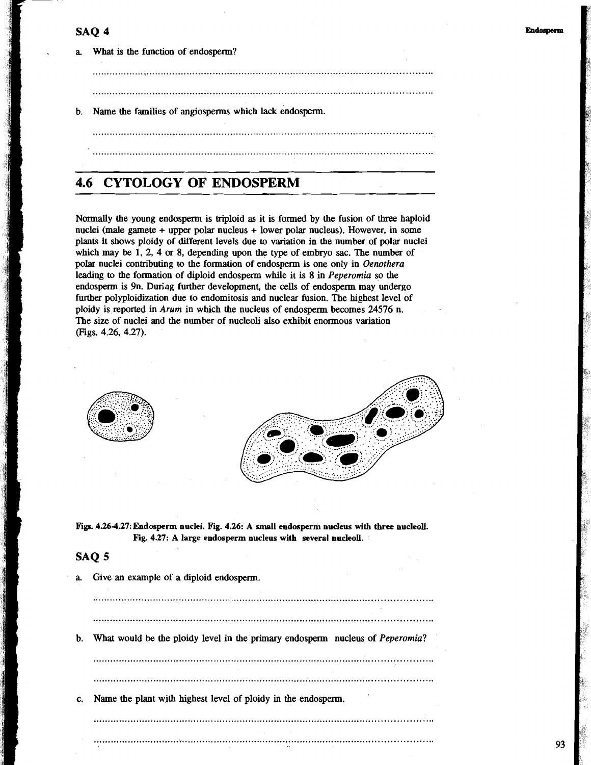## SAQ 4

a. What is the function of endosperm?

..........................................................................................................................

..........................................................................................................................

b. Name the families of angiosperms which lack endosperm.

..........................................................................................................................

..........................................................................................................................

## 4.6 CYTOLOGY OF ENDOSPERM

Normally the young endosperm is triploid as it is formed by the fusion of three haploid nuclei (male gamete + upper polar nucleus + lower polar nucleus). However, in some plants it shows ploidy of different levels due to variation in the number of polar nuclei which may be 1, 2, 4 or 8, depending upon the type of embryo sac. The number of polar nuclei contributing to the formation of endosperm is one only in *Oenothera* leading to the formation of diploid endosperm while it is 8 in *Peperomia* so the endosperm is 9n. During further development, the cells of endosperm may undergo further polyploidization due to endomitosis and nuclear fusion. The highest level of ploidy is reported in *Arum* in which the nucleus of endosperm becomes 24576 n. The size of nuclei and the number of nucleoli also exhibit enormous variation (Figs. 4.26, 4.27).

**Figs. 4.26-4.27: Endosperm nuclei. Fig. 4.26: A small endosperm nucleus with three nucleoli. Fig. 4.27: A large endosperm nucleus with several nucleoli.**

## SAQ 5

a. Give an example of a diploid endosperm.

..........................................................................................................................

..........................................................................................................................

b. What would be the ploidy level in the primary endosperm nucleus of *Peperomia*?

..........................................................................................................................

..........................................................................................................................

c. Name the plant with highest level of ploidy in the endosperm.

..........................................................................................................................

..........................................................................................................................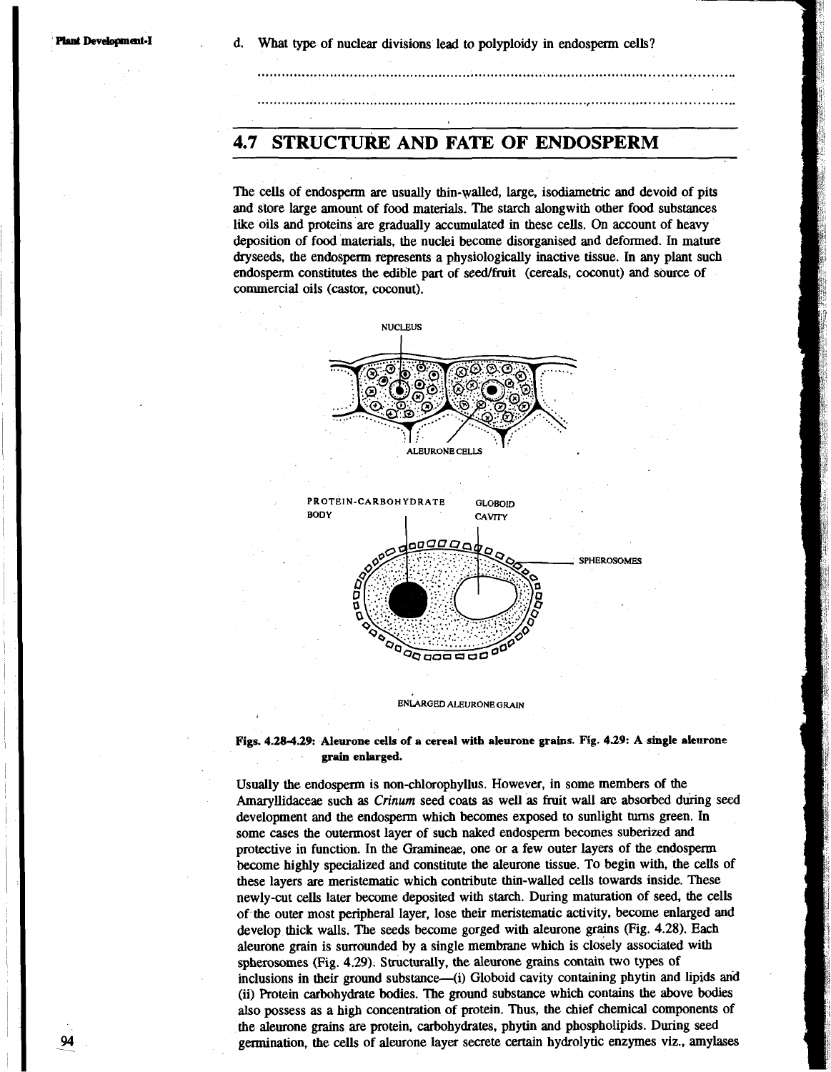d. What type of nuclear divisions lead to polyploidy in endosperm cells?

.......................................................................................................................

.......................................................................................................................

## 4.7 STRUCTURE AND FATE OF ENDOSPERM

The cells of endosperm are usually thin-walled, large, isodiametric and devoid of pits and store large amount of food materials. The starch alongwith other food substances like oils and proteins are gradually accumulated in these cells. On account of heavy deposition of food materials, the nuclei become disorganised and deformed. In mature dryseeds, the endosperm represents a physiologically inactive tissue. In any plant such endosperm constitutes the edible part of seed/fruit (cereals, coconut) and source of commercial oils (castor, coconut).

NUCLEUS

ALEURONE CELLS

PROTEIN-CARBOHYDRATE BODY

GLOBOID CAVITY

SPHEROSOMES

ENLARGED ALEURONE GRAIN

**Figs. 4.28-4.29: Aleurone cells of a cereal with aleurone grains. Fig. 4.29: A single aleurone grain enlarged.**

Usually the endosperm is non-chlorophyllus. However, in some members of the Amaryllidaceae such as *Crinum* seed coats as well as fruit wall are absorbed during seed development and the endosperm which becomes exposed to sunlight turns green. In some cases the outermost layer of such naked endosperm becomes suberized and protective in function. In the Gramineae, one or a few outer layers of the endosperm become highly specialized and constitute the aleurone tissue. To begin with, the cells of these layers are meristematic which contribute thin-walled cells towards inside. These newly-cut cells later become deposited with starch. During maturation of seed, the cells of the outer most peripheral layer, lose their meristematic activity, become enlarged and develop thick walls. The seeds become gorged with aleurone grains (Fig. 4.28). Each aleurone grain is surrounded by a single membrane which is closely associated with spherosomes (Fig. 4.29). Structurally, the aleurone grains contain two types of inclusions in their ground substance—(i) Globoid cavity containing phytin and lipids and (ii) Protein carbohydrate bodies. The ground substance which contains the above bodies also possess as a high concentration of protein. Thus, the chief chemical components of the aleurone grains are protein, carbohydrates, phytin and phospholipids. During seed germination, the cells of aleurone layer secrete certain hydrolytic enzymes viz., amylases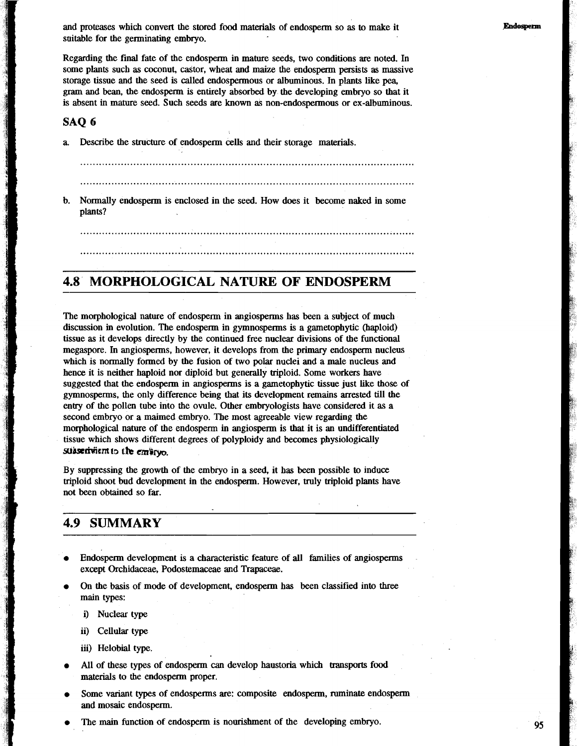and proteases which convert the stored food materials of endosperm so as to make it suitable for the germinating embryo.

Regarding the final fate of the endosperm in mature seeds, two conditions are noted. In some plants such as coconut, castor, wheat and maize the endosperm persists as massive storage tissue and the seed is called endospermous or albuminous. In plants like pea, gram and bean, the endosperm is entirely absorbed by the developing embryo so that it is absent in mature seed. Such seeds are known as non-endospermous or ex-albuminous.

### SAQ 6

a. Describe the structure of endosperm cells and their storage materials.

..............................................................................................................

..............................................................................................................

b. Normally endosperm is enclosed in the seed. How does it become naked in some plants?

..............................................................................................................

..............................................................................................................

## 4.8 MORPHOLOGICAL NATURE OF ENDOSPERM

The morphological nature of endosperm in angiosperms has been a subject of much discussion in evolution. The endosperm in gymnosperms is a gametophytic (haploid) tissue as it develops directly by the continued free nuclear divisions of the functional megaspore. In angiosperms, however, it develops from the primary endosperm nucleus which is normally formed by the fusion of two polar nuclei and a male nucleus and hence it is neither haploid nor diploid but generally triploid. Some workers have suggested that the endosperm in angiosperms is a gametophytic tissue just like those of gymnosperms, the only difference being that its development remains arrested till the entry of the pollen tube into the ovule. Other embryologists have considered it as a second embryo or a maimed embryo. The most agreeable view regarding the morphological nature of the endosperm in angiosperm is that it is an undifferentiated tissue which shows different degrees of polyploidy and becomes physiologically subservient to the embryo.

By suppressing the growth of the embryo in a seed, it has been possible to induce triploid shoot bud development in the endosperm. However, truly triploid plants have not been obtained so far.

## 4.9 SUMMARY

- Endosperm development is a characteristic feature of all families of angiosperms except Orchidaceae, Podostemaceae and Trapaceae.
- On the basis of mode of development, endosperm has been classified into three main types:
  - i) Nuclear type
  - ii) Cellular type
  - iii) Helobial type.
- All of these types of endosperm can develop haustoria which transports food materials to the endosperm proper.
- Some variant types of endosperms are: composite endosperm, ruminate endosperm and mosaic endosperm.
- The main function of endosperm is nourishment of the developing embryo.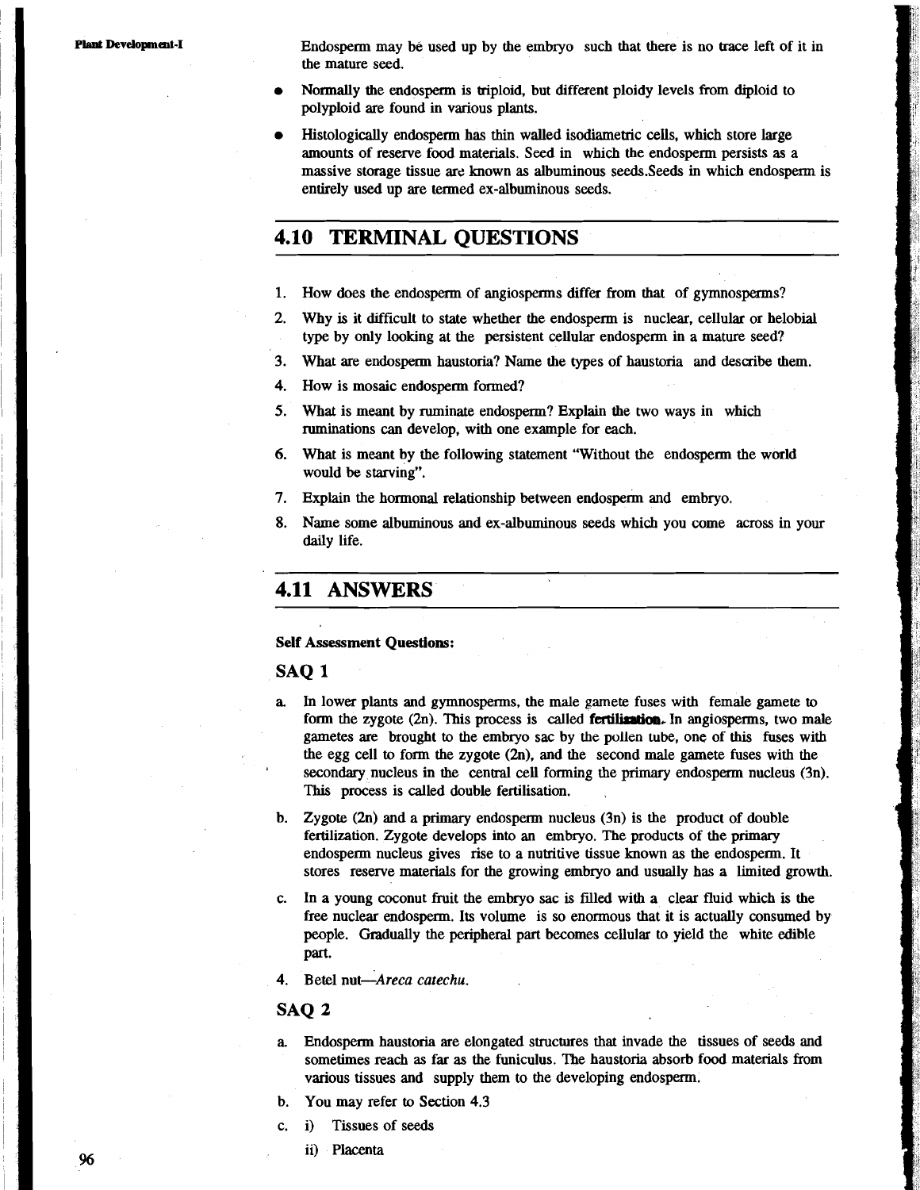Endosperm may be used up by the embryo such that there is no trace left of it in the mature seed.

- Normally the endosperm is triploid, but different ploidy levels from diploid to polyploid are found in various plants.
- Histologically endosperm has thin walled isodiametric cells, which store large amounts of reserve food materials. Seed in which the endosperm persists as a massive storage tissue are known as albuminous seeds.Seeds in which endosperm is entirely used up are termed ex-albuminous seeds.

## 4.10 TERMINAL QUESTIONS

1. How does the endosperm of angiosperms differ from that of gymnosperms?
2. Why is it difficult to state whether the endosperm is nuclear, cellular or helobial type by only looking at the persistent cellular endosperm in a mature seed?
3. What are endosperm haustoria? Name the types of haustoria and describe them.
4. How is mosaic endosperm formed?
5. What is meant by ruminate endosperm? Explain the two ways in which ruminations can develop, with one example for each.
6. What is meant by the following statement "Without the endosperm the world would be starving".
7. Explain the hormonal relationship between endosperm and embryo.
8. Name some albuminous and ex-albuminous seeds which you come across in your daily life.

## 4.11 ANSWERS

**Self Assessment Questions:**

### SAQ 1

a. In lower plants and gymnosperms, the male gamete fuses with female gamete to form the zygote (2n). This process is called **fertilization**. In angiosperms, two male gametes are brought to the embryo sac by the pollen tube, one of this fuses with the egg cell to form the zygote (2n), and the second male gamete fuses with the secondary nucleus in the central cell forming the primary endosperm nucleus (3n). This process is called double fertilisation.

b. Zygote (2n) and a primary endosperm nucleus (3n) is the product of double fertilization. Zygote develops into an embryo. The products of the primary endosperm nucleus gives rise to a nutritive tissue known as the endosperm. It stores reserve materials for the growing embryo and usually has a limited growth.

c. In a young coconut fruit the embryo sac is filled with a clear fluid which is the free nuclear endosperm. Its volume is so enormous that it is actually consumed by people. Gradually the peripheral part becomes cellular to yield the white edible part.

4. Betel nut—*Areca catechu*.

### SAQ 2

a. Endosperm haustoria are elongated structures that invade the tissues of seeds and sometimes reach as far as the funiculus. The haustoria absorb food materials from various tissues and supply them to the developing endosperm.

b. You may refer to Section 4.3

c. i) Tissues of seeds

   ii) Placenta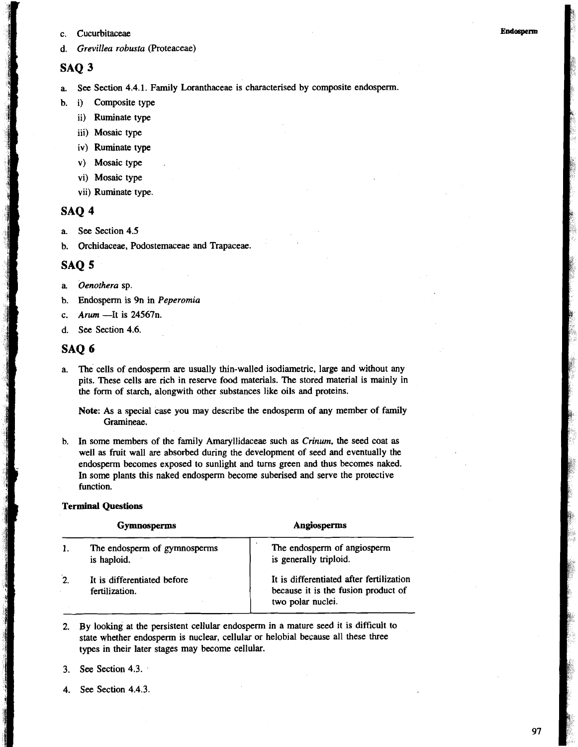c. Cucurbitaceae

d. *Grevillea robusta* (Proteaceae)

## SAQ 3

a. See Section 4.4.1. Family Loranthaceae is characterised by composite endosperm.

b. i) Composite type
   ii) Ruminate type
   iii) Mosaic type
   iv) Ruminate type
   v) Mosaic type
   vi) Mosaic type
   vii) Ruminate type.

## SAQ 4

a. See Section 4.5

b. Orchidaceae, Podostemaceae and Trapaceae.

## SAQ 5

a. *Oenothera* sp.

b. Endosperm is 9n in *Peperomia*

c. *Arum* —It is 24567n.

d. See Section 4.6.

## SAQ 6

a. The cells of endosperm are usually thin-walled isodiametric, large and without any pits. These cells are rich in reserve food materials. The stored material is mainly in the form of starch, alongwith other substances like oils and proteins.

   **Note:** As a special case you may describe the endosperm of any member of family Gramineae.

b. In some members of the family Amaryllidaceae such as *Crinum*, the seed coat as well as fruit wall are absorbed during the development of seed and eventually the endosperm becomes exposed to sunlight and turns green and thus becomes naked. In some plants this naked endosperm become suberised and serve the protective function.

**Terminal Questions**

| | Gymnosperms | Angiosperms |
|---|---|---|
| 1. | The endosperm of gymnosperms is haploid. | The endosperm of angiosperm is generally triploid. |
| 2. | It is differentiated before fertilization. | It is differentiated after fertilization because it is the fusion product of two polar nuclei. |

2. By looking at the persistent cellular endosperm in a mature seed it is difficult to state whether endosperm is nuclear, cellular or helobial because all these three types in their later stages may become cellular.

3. See Section 4.3.

4. See Section 4.4.3.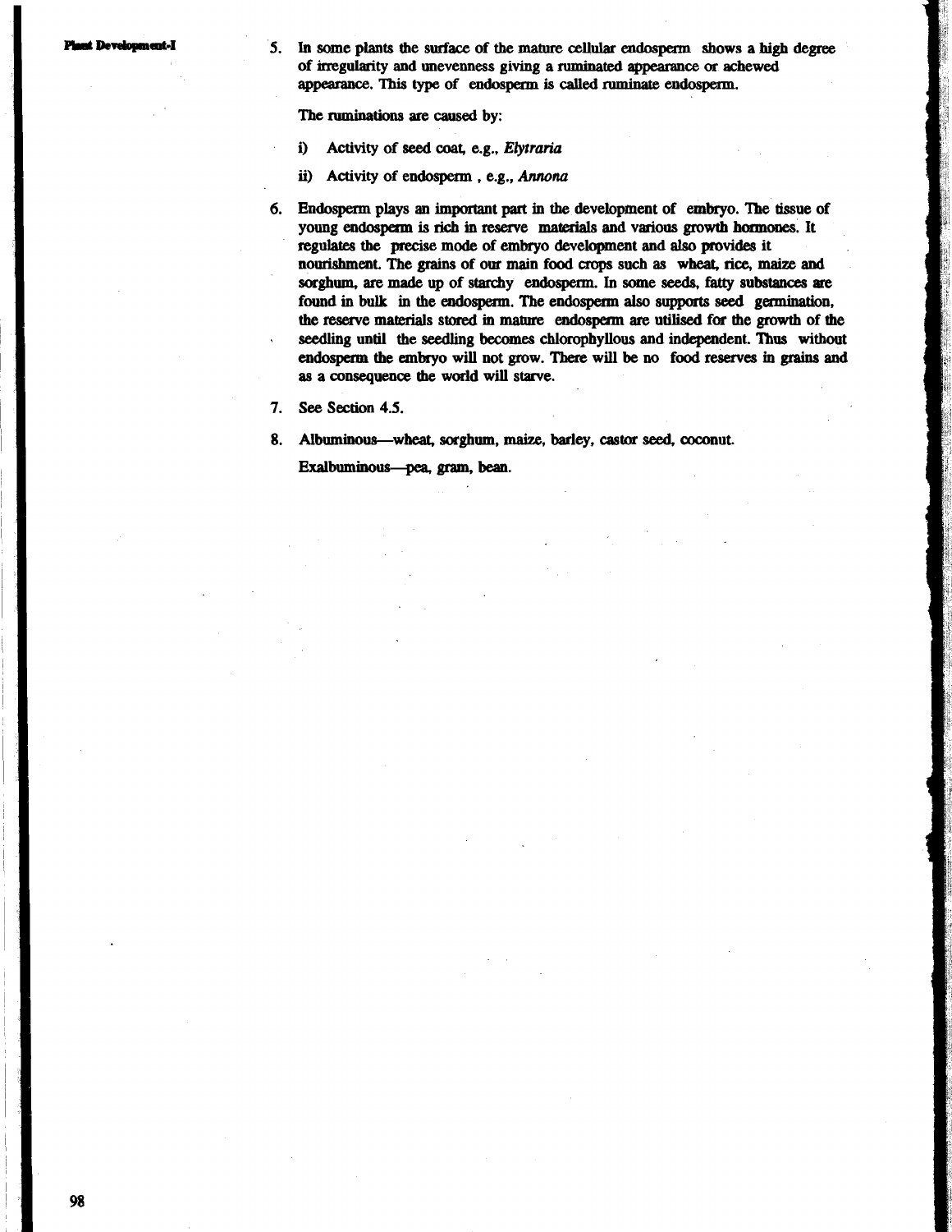5. In some plants the surface of the mature cellular endosperm shows a high degree of irregularity and unevenness giving a ruminated appearance or achewed appearance. This type of endosperm is called ruminate endosperm.

   The ruminations are caused by:

   i) Activity of seed coat, e.g., *Elytraria*

   ii) Activity of endosperm , e.g., *Annona*

6. Endosperm plays an important part in the development of embryo. The tissue of young endosperm is rich in reserve materials and various growth hormones. It regulates the precise mode of embryo development and also provides it nourishment. The grains of our main food crops such as wheat, rice, maize and sorghum, are made up of starchy endosperm. In some seeds, fatty substances are found in bulk in the endosperm. The endosperm also supports seed germination, the reserve materials stored in mature endosperm are utilised for the growth of the seedling until the seedling becomes chlorophyllous and independent. Thus without endosperm the embryo will not grow. There will be no food reserves in grains and as a consequence the world will starve.

7. See Section 4.5.

8. Albuminous—wheat, sorghum, maize, barley, castor seed, coconut.

   Exalbuminous—pea, gram, bean.